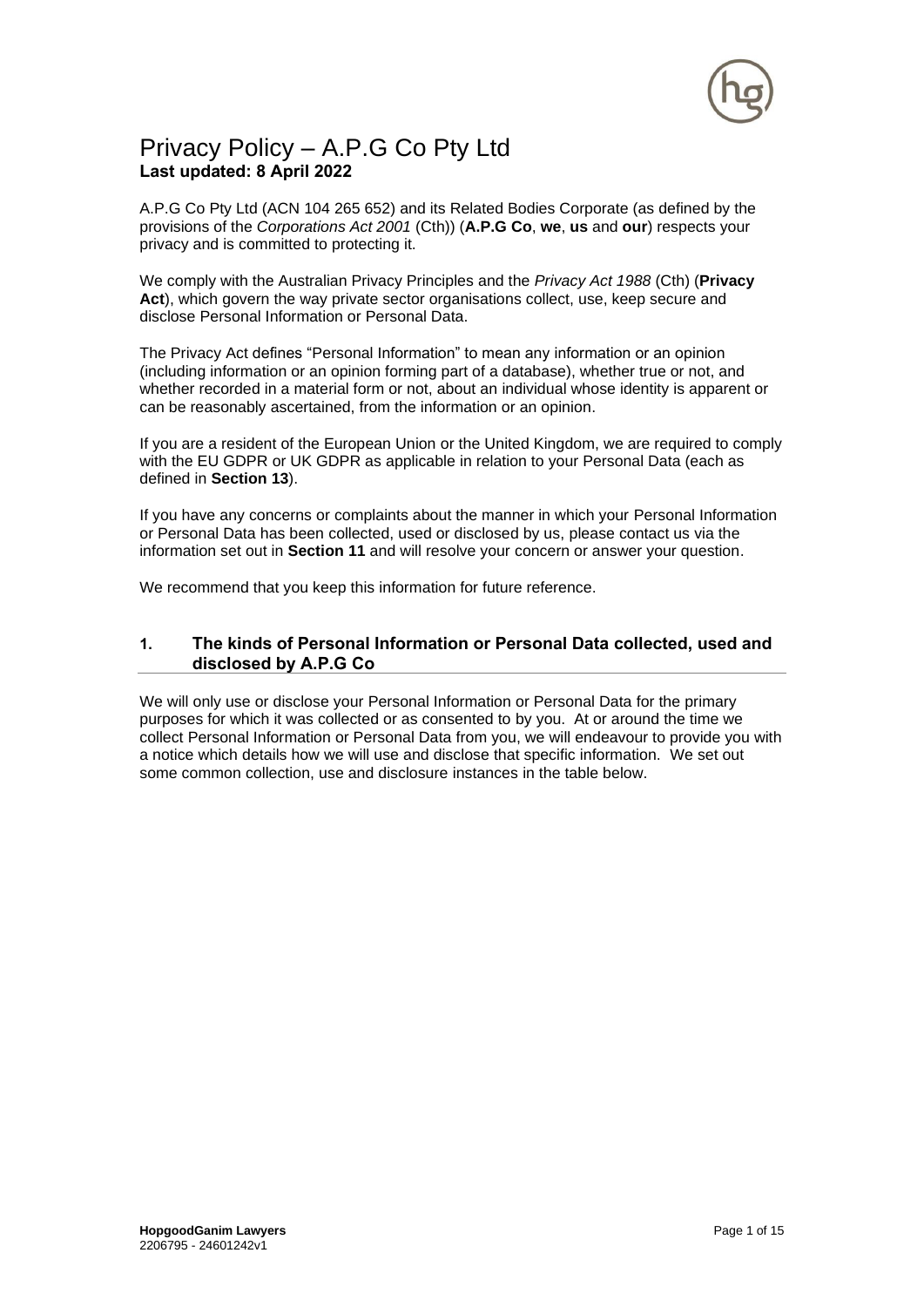# Privacy Policy – A.P.G Co Pty Ltd

**Last updated: 8 April 2022**

A.P.G Co Pty Ltd (ACN 104 265 652) and its Related Bodies Corporate (as defined by the provisions of the *Corporations Act 2001* (Cth)) (**A.P.G Co**, **we**, **us** and **our**) respects your privacy and is committed to protecting it.

We comply with the Australian Privacy Principles and the *Privacy Act 1988* (Cth) (**Privacy Act**), which govern the way private sector organisations collect, use, keep secure and disclose Personal Information or Personal Data.

The Privacy Act defines "Personal Information" to mean any information or an opinion (including information or an opinion forming part of a database), whether true or not, and whether recorded in a material form or not, about an individual whose identity is apparent or can be reasonably ascertained, from the information or an opinion.

If you are a resident of the European Union or the United Kingdom, we are required to comply with the EU GDPR or UK GDPR as applicable in relation to your Personal Data (each as defined in **Section 13**).

If you have any concerns or complaints about the manner in which your Personal Information or Personal Data has been collected, used or disclosed by us, please contact us via the information set out in **Section 11** and will resolve your concern or answer your question.

We recommend that you keep this information for future reference.

## 1. The kinds of Personal Information or Personal Data collected, used and disclosed by A.P.G Co

We will only use or disclose your Personal Information or Personal Data for the primary purposes for which it was collected or as consented to by you. At or around the time we collect Personal Information or Personal Data from you, we will endeavour to provide you with a notice which details how we will use and disclose that specific information. We set out some common collection, use and disclosure instances in the table below.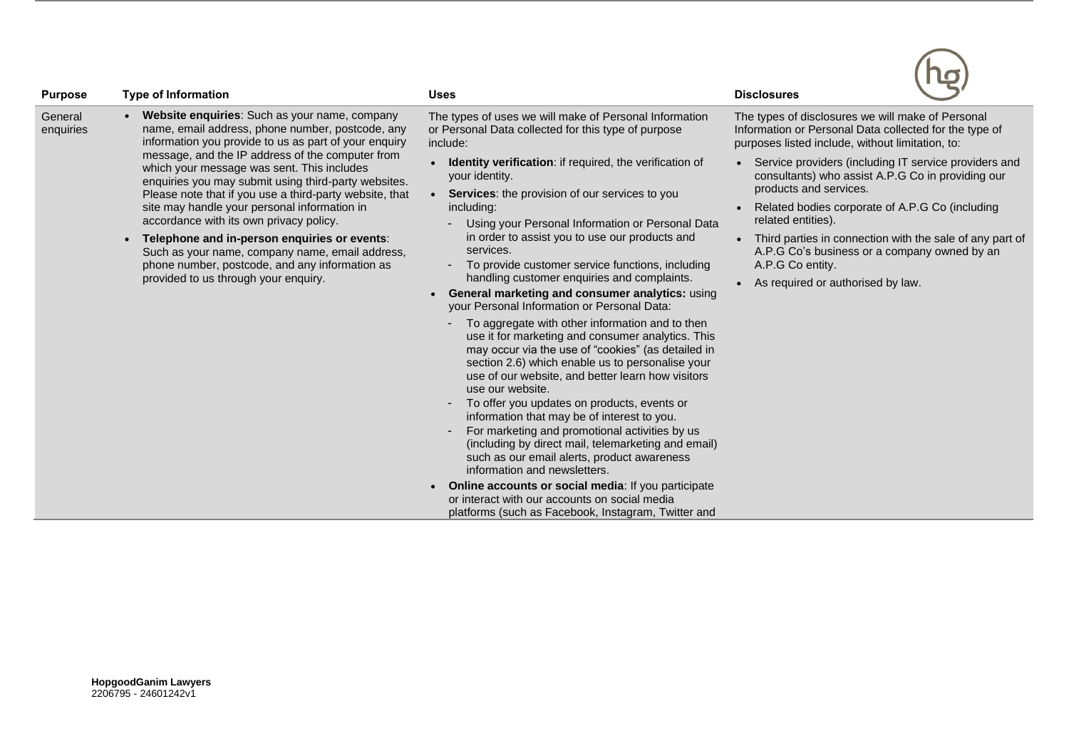| Purpose | Type of Information | Uses | Disclosures |
|---|---|---|---|
| General enquiries | • **Website enquiries**: Such as your name, company name, email address, phone number, postcode, any information you provide to us as part of your enquiry message, and the IP address of the computer from which your message was sent. This includes enquiries you may submit using third-party websites. Please note that if you use a third-party website, that site may handle your personal information in accordance with its own privacy policy.<br>• **Telephone and in-person enquiries or events**: Such as your name, company name, email address, phone number, postcode, and any information as provided to us through your enquiry. | The types of uses we will make of Personal Information or Personal Data collected for this type of purpose include:<br>• **Identity verification**: if required, the verification of your identity.<br>• **Services**: the provision of our services to you including:<br>- Using your Personal Information or Personal Data in order to assist you to use our products and services.<br>- To provide customer service functions, including handling customer enquiries and complaints.<br>• **General marketing and consumer analytics:** using your Personal Information or Personal Data:<br>- To aggregate with other information and to then use it for marketing and consumer analytics. This may occur via the use of "cookies" (as detailed in section 2.6) which enable us to personalise your use of our website, and better learn how visitors use our website.<br>- To offer you updates on products, events or information that may be of interest to you.<br>- For marketing and promotional activities by us (including by direct mail, telemarketing and email) such as our email alerts, product awareness information and newsletters.<br>• **Online accounts or social media**: If you participate or interact with our accounts on social media platforms (such as Facebook, Instagram, Twitter and | The types of disclosures we will make of Personal Information or Personal Data collected for the type of purposes listed include, without limitation, to:<br>• Service providers (including IT service providers and consultants) who assist A.P.G Co in providing our products and services.<br>• Related bodies corporate of A.P.G Co (including related entities).<br>• Third parties in connection with the sale of any part of A.P.G Co's business or a company owned by an A.P.G Co entity.<br>• As required or authorised by law. |

**HopgoodGanim Lawyers**
2206795 - 24601242v1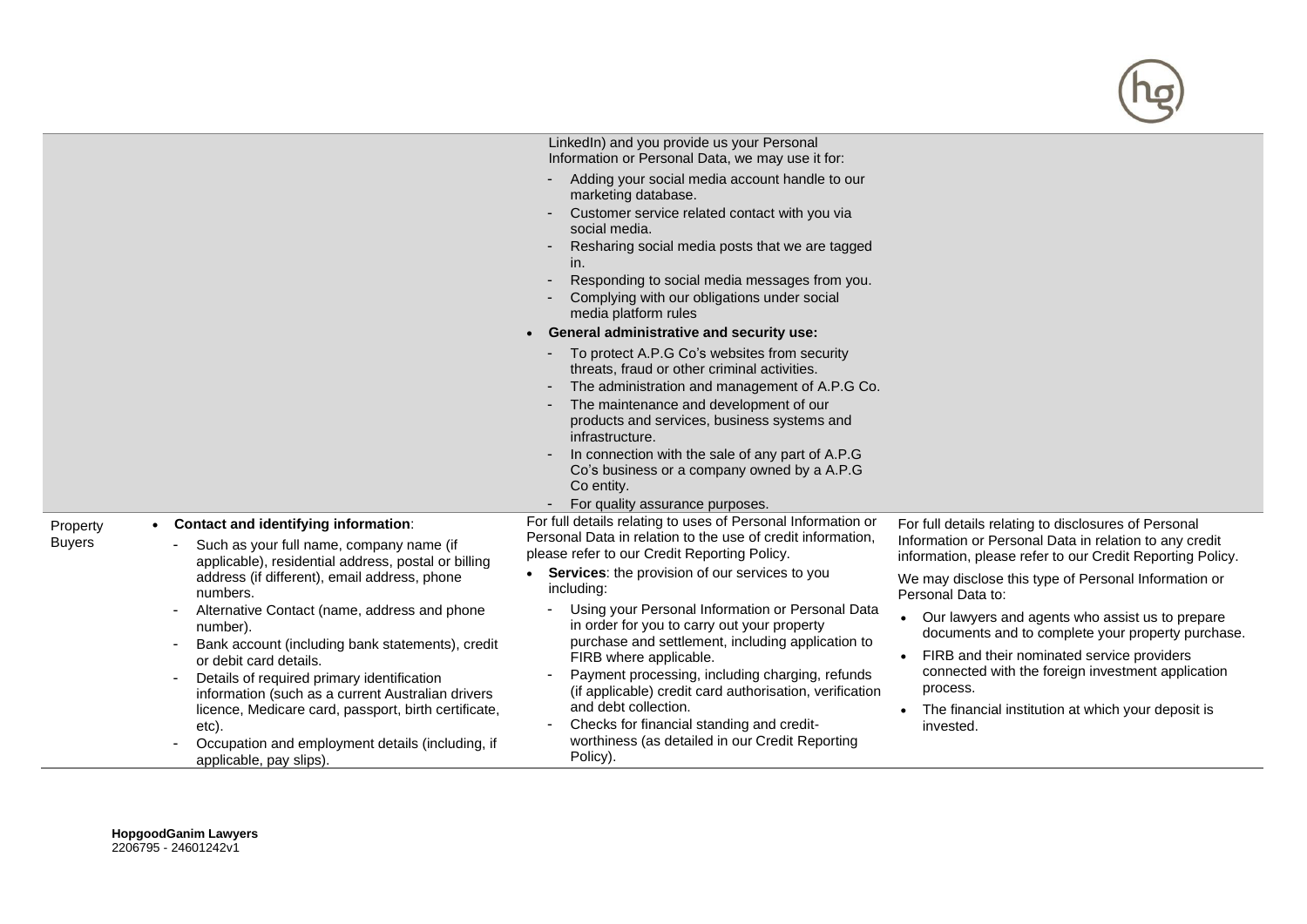| | | | |
|---|---|---|---|
| | | LinkedIn) and you provide us your Personal Information or Personal Data, we may use it for:<br>- Adding your social media account handle to our marketing database.<br>- Customer service related contact with you via social media.<br>- Resharing social media posts that we are tagged in.<br>- Responding to social media messages from you.<br>- Complying with our obligations under social media platform rules<br>• **General administrative and security use:**<br>- To protect A.P.G Co's websites from security threats, fraud or other criminal activities.<br>- The administration and management of A.P.G Co.<br>- The maintenance and development of our products and services, business systems and infrastructure.<br>- In connection with the sale of any part of A.P.G Co's business or a company owned by a A.P.G Co entity.<br>- For quality assurance purposes. | |
| Property Buyers | • **Contact and identifying information**:<br>- Such as your full name, company name (if applicable), residential address, postal or billing address (if different), email address, phone numbers.<br>- Alternative Contact (name, address and phone number).<br>- Bank account (including bank statements), credit or debit card details.<br>- Details of required primary identification information (such as a current Australian drivers licence, Medicare card, passport, birth certificate, etc).<br>- Occupation and employment details (including, if applicable, pay slips). | For full details relating to uses of Personal Information or Personal Data in relation to the use of credit information, please refer to our Credit Reporting Policy.<br>• **Services**: the provision of our services to you including:<br>- Using your Personal Information or Personal Data in order for you to carry out your property purchase and settlement, including application to FIRB where applicable.<br>- Payment processing, including charging, refunds (if applicable) credit card authorisation, verification and debt collection.<br>- Checks for financial standing and credit-worthiness (as detailed in our Credit Reporting Policy). | For full details relating to disclosures of Personal Information or Personal Data in relation to any credit information, please refer to our Credit Reporting Policy.<br>We may disclose this type of Personal Information or Personal Data to:<br>• Our lawyers and agents who assist us to prepare documents and to complete your property purchase.<br>• FIRB and their nominated service providers connected with the foreign investment application process.<br>• The financial institution at which your deposit is invested. |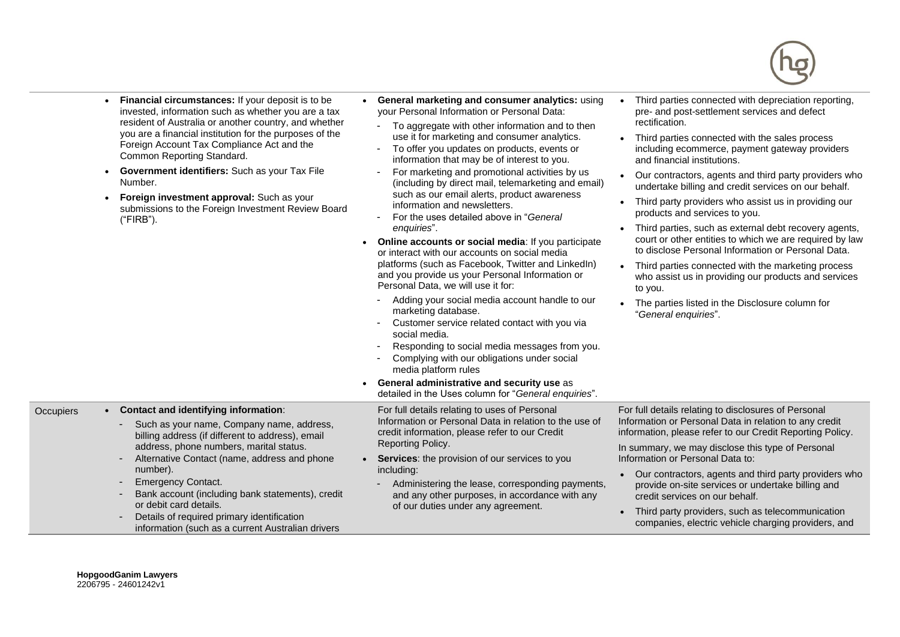| | | | |
|---|---|---|---|
| | • **Financial circumstances:** If your deposit is to be invested, information such as whether you are a tax resident of Australia or another country, and whether you are a financial institution for the purposes of the Foreign Account Tax Compliance Act and the Common Reporting Standard.<br>• **Government identifiers:** Such as your Tax File Number.<br>• **Foreign investment approval:** Such as your submissions to the Foreign Investment Review Board ("FIRB"). | • **General marketing and consumer analytics:** using your Personal Information or Personal Data:<br>- To aggregate with other information and to then use it for marketing and consumer analytics.<br>- To offer you updates on products, events or information that may be of interest to you.<br>- For marketing and promotional activities by us (including by direct mail, telemarketing and email) such as our email alerts, product awareness information and newsletters.<br>- For the uses detailed above in "*General enquiries*".<br>• **Online accounts or social media**: If you participate or interact with our accounts on social media platforms (such as Facebook, Twitter and LinkedIn) and you provide us your Personal Information or Personal Data, we will use it for:<br>- Adding your social media account handle to our marketing database.<br>- Customer service related contact with you via social media.<br>- Responding to social media messages from you.<br>- Complying with our obligations under social media platform rules<br>• **General administrative and security use** as detailed in the Uses column for "*General enquiries*". | • Third parties connected with depreciation reporting, pre- and post-settlement services and defect rectification.<br>• Third parties connected with the sales process including ecommerce, payment gateway providers and financial institutions.<br>• Our contractors, agents and third party providers who undertake billing and credit services on our behalf.<br>• Third party providers who assist us in providing our products and services to you.<br>• Third parties, such as external debt recovery agents, court or other entities to which we are required by law to disclose Personal Information or Personal Data.<br>• Third parties connected with the marketing process who assist us in providing our products and services to you.<br>• The parties listed in the Disclosure column for "*General enquiries*". |
| Occupiers | • **Contact and identifying information**:<br>- Such as your name, Company name, address, billing address (if different to address), email address, phone numbers, marital status.<br>- Alternative Contact (name, address and phone number).<br>- Emergency Contact.<br>- Bank account (including bank statements), credit or debit card details.<br>- Details of required primary identification information (such as a current Australian drivers | For full details relating to uses of Personal Information or Personal Data in relation to the use of credit information, please refer to our Credit Reporting Policy.<br>• **Services**: the provision of our services to you including:<br>- Administering the lease, corresponding payments, and any other purposes, in accordance with any of our duties under any agreement. | For full details relating to disclosures of Personal Information or Personal Data in relation to any credit information, please refer to our Credit Reporting Policy.<br>In summary, we may disclose this type of Personal Information or Personal Data to:<br>• Our contractors, agents and third party providers who provide on-site services or undertake billing and credit services on our behalf.<br>• Third party providers, such as telecommunication companies, electric vehicle charging providers, and |

**HopgoodGanim Lawyers**
2206795 - 24601242v1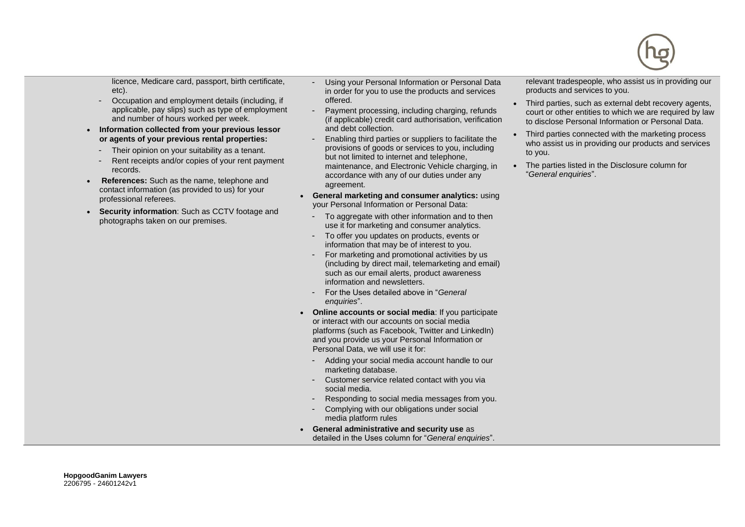| | | |
|---|---|---|
| licence, Medicare card, passport, birth certificate, etc).<br>- Occupation and employment details (including, if applicable, pay slips) such as type of employment and number of hours worked per week.<br>• **Information collected from your previous lessor or agents of your previous rental properties:**<br>- Their opinion on your suitability as a tenant.<br>- Rent receipts and/or copies of your rent payment records.<br>• **References:** Such as the name, telephone and contact information (as provided to us) for your professional referees.<br>• **Security information**: Such as CCTV footage and photographs taken on our premises. | - Using your Personal Information or Personal Data in order for you to use the products and services offered.<br>- Payment processing, including charging, refunds (if applicable) credit card authorisation, verification and debt collection.<br>- Enabling third parties or suppliers to facilitate the provisions of goods or services to you, including but not limited to internet and telephone, maintenance, and Electronic Vehicle charging, in accordance with any of our duties under any agreement.<br>• **General marketing and consumer analytics:** using your Personal Information or Personal Data:<br>- To aggregate with other information and to then use it for marketing and consumer analytics.<br>- To offer you updates on products, events or information that may be of interest to you.<br>- For marketing and promotional activities by us (including by direct mail, telemarketing and email) such as our email alerts, product awareness information and newsletters.<br>- For the Uses detailed above in "*General enquiries*".<br>• **Online accounts or social media**: If you participate or interact with our accounts on social media platforms (such as Facebook, Twitter and LinkedIn) and you provide us your Personal Information or Personal Data, we will use it for:<br>- Adding your social media account handle to our marketing database.<br>- Customer service related contact with you via social media.<br>- Responding to social media messages from you.<br>- Complying with our obligations under social media platform rules<br>• **General administrative and security use** as detailed in the Uses column for "*General enquiries*". | relevant tradespeople, who assist us in providing our products and services to you.<br>• Third parties, such as external debt recovery agents, court or other entities to which we are required by law to disclose Personal Information or Personal Data.<br>• Third parties connected with the marketing process who assist us in providing our products and services to you.<br>• The parties listed in the Disclosure column for "*General enquiries*". |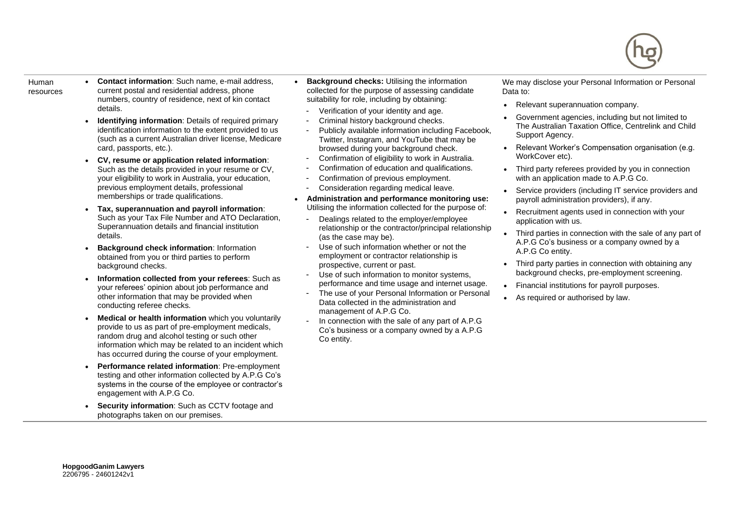| | | | |
|---|---|---|---|
| Human resources | • **Contact information**: Such name, e-mail address, current postal and residential address, phone numbers, country of residence, next of kin contact details.<br>• **Identifying information**: Details of required primary identification information to the extent provided to us (such as a current Australian driver license, Medicare card, passports, etc.).<br>• **CV, resume or application related information**: Such as the details provided in your resume or CV, your eligibility to work in Australia, your education, previous employment details, professional memberships or trade qualifications.<br>• **Tax, superannuation and payroll information**: Such as your Tax File Number and ATO Declaration, Superannuation details and financial institution details.<br>• **Background check information**: Information obtained from you or third parties to perform background checks.<br>• **Information collected from your referees**: Such as your referees' opinion about job performance and other information that may be provided when conducting referee checks.<br>• **Medical or health information** which you voluntarily provide to us as part of pre-employment medicals, random drug and alcohol testing or such other information which may be related to an incident which has occurred during the course of your employment.<br>• **Performance related information**: Pre-employment testing and other information collected by A.P.G Co's systems in the course of the employee or contractor's engagement with A.P.G Co.<br>• **Security information**: Such as CCTV footage and photographs taken on our premises. | • **Background checks:** Utilising the information collected for the purpose of assessing candidate suitability for role, including by obtaining:<br>- Verification of your identity and age.<br>- Criminal history background checks.<br>- Publicly available information including Facebook, Twitter, Instagram, and YouTube that may be browsed during your background check.<br>- Confirmation of eligibility to work in Australia.<br>- Confirmation of education and qualifications.<br>- Confirmation of previous employment.<br>- Consideration regarding medical leave.<br>• **Administration and performance monitoring use:** Utilising the information collected for the purpose of:<br>- Dealings related to the employer/employee relationship or the contractor/principal relationship (as the case may be).<br>- Use of such information whether or not the employment or contractor relationship is prospective, current or past.<br>- Use of such information to monitor systems, performance and time usage and internet usage.<br>- The use of your Personal Information or Personal Data collected in the administration and management of A.P.G Co.<br>- In connection with the sale of any part of A.P.G Co's business or a company owned by a A.P.G Co entity. | We may disclose your Personal Information or Personal Data to:<br>• Relevant superannuation company.<br>• Government agencies, including but not limited to The Australian Taxation Office, Centrelink and Child Support Agency.<br>• Relevant Worker's Compensation organisation (e.g. WorkCover etc).<br>• Third party referees provided by you in connection with an application made to A.P.G Co.<br>• Service providers (including IT service providers and payroll administration providers), if any.<br>• Recruitment agents used in connection with your application with us.<br>• Third parties in connection with the sale of any part of A.P.G Co's business or a company owned by a A.P.G Co entity.<br>• Third party parties in connection with obtaining any background checks, pre-employment screening.<br>• Financial institutions for payroll purposes.<br>• As required or authorised by law. |

**HopgoodGanim Lawyers**
2206795 - 24601242v1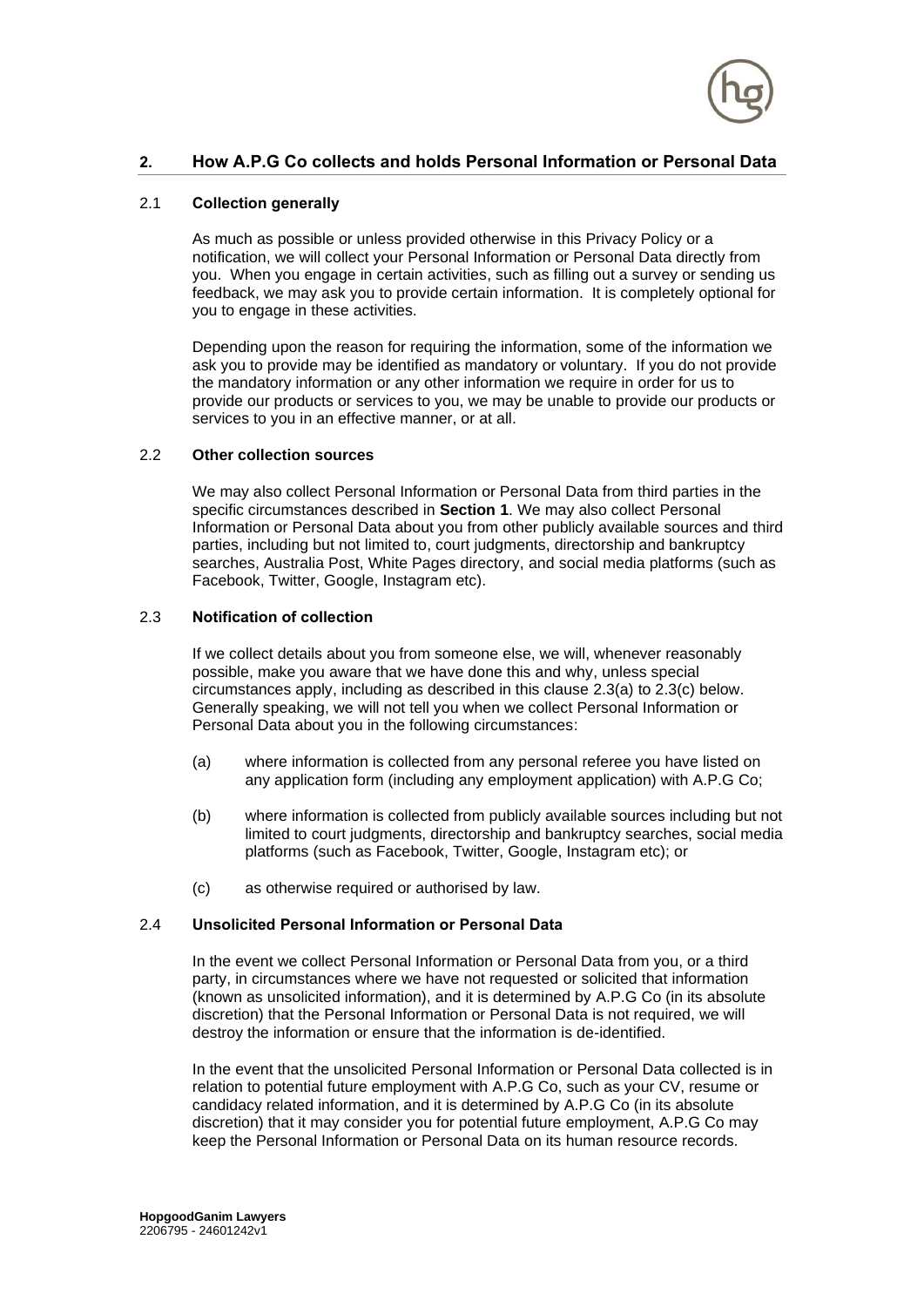## 2. How A.P.G Co collects and holds Personal Information or Personal Data

### 2.1 Collection generally

As much as possible or unless provided otherwise in this Privacy Policy or a notification, we will collect your Personal Information or Personal Data directly from you. When you engage in certain activities, such as filling out a survey or sending us feedback, we may ask you to provide certain information. It is completely optional for you to engage in these activities.

Depending upon the reason for requiring the information, some of the information we ask you to provide may be identified as mandatory or voluntary. If you do not provide the mandatory information or any other information we require in order for us to provide our products or services to you, we may be unable to provide our products or services to you in an effective manner, or at all.

### 2.2 Other collection sources

We may also collect Personal Information or Personal Data from third parties in the specific circumstances described in **Section 1**. We may also collect Personal Information or Personal Data about you from other publicly available sources and third parties, including but not limited to, court judgments, directorship and bankruptcy searches, Australia Post, White Pages directory, and social media platforms (such as Facebook, Twitter, Google, Instagram etc).

### 2.3 Notification of collection

If we collect details about you from someone else, we will, whenever reasonably possible, make you aware that we have done this and why, unless special circumstances apply, including as described in this clause 2.3(a) to 2.3(c) below. Generally speaking, we will not tell you when we collect Personal Information or Personal Data about you in the following circumstances:

(a) where information is collected from any personal referee you have listed on any application form (including any employment application) with A.P.G Co;

(b) where information is collected from publicly available sources including but not limited to court judgments, directorship and bankruptcy searches, social media platforms (such as Facebook, Twitter, Google, Instagram etc); or

(c) as otherwise required or authorised by law.

### 2.4 Unsolicited Personal Information or Personal Data

In the event we collect Personal Information or Personal Data from you, or a third party, in circumstances where we have not requested or solicited that information (known as unsolicited information), and it is determined by A.P.G Co (in its absolute discretion) that the Personal Information or Personal Data is not required, we will destroy the information or ensure that the information is de-identified.

In the event that the unsolicited Personal Information or Personal Data collected is in relation to potential future employment with A.P.G Co, such as your CV, resume or candidacy related information, and it is determined by A.P.G Co (in its absolute discretion) that it may consider you for potential future employment, A.P.G Co may keep the Personal Information or Personal Data on its human resource records.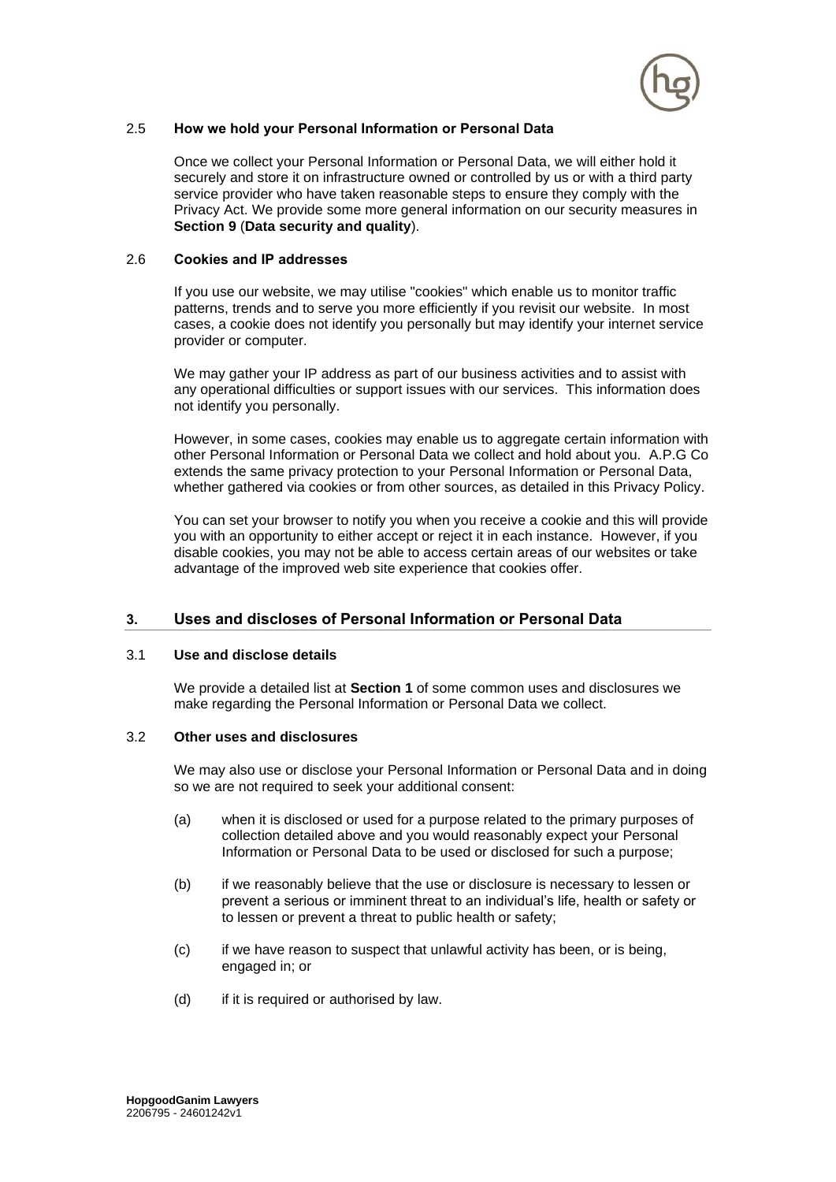### 2.5 How we hold your Personal Information or Personal Data

Once we collect your Personal Information or Personal Data, we will either hold it securely and store it on infrastructure owned or controlled by us or with a third party service provider who have taken reasonable steps to ensure they comply with the Privacy Act. We provide some more general information on our security measures in **Section 9** (**Data security and quality**).

### 2.6 Cookies and IP addresses

If you use our website, we may utilise "cookies" which enable us to monitor traffic patterns, trends and to serve you more efficiently if you revisit our website. In most cases, a cookie does not identify you personally but may identify your internet service provider or computer.

We may gather your IP address as part of our business activities and to assist with any operational difficulties or support issues with our services. This information does not identify you personally.

However, in some cases, cookies may enable us to aggregate certain information with other Personal Information or Personal Data we collect and hold about you. A.P.G Co extends the same privacy protection to your Personal Information or Personal Data, whether gathered via cookies or from other sources, as detailed in this Privacy Policy.

You can set your browser to notify you when you receive a cookie and this will provide you with an opportunity to either accept or reject it in each instance. However, if you disable cookies, you may not be able to access certain areas of our websites or take advantage of the improved web site experience that cookies offer.

## 3. Uses and discloses of Personal Information or Personal Data

### 3.1 Use and disclose details

We provide a detailed list at **Section 1** of some common uses and disclosures we make regarding the Personal Information or Personal Data we collect.

### 3.2 Other uses and disclosures

We may also use or disclose your Personal Information or Personal Data and in doing so we are not required to seek your additional consent:

(a) when it is disclosed or used for a purpose related to the primary purposes of collection detailed above and you would reasonably expect your Personal Information or Personal Data to be used or disclosed for such a purpose;

(b) if we reasonably believe that the use or disclosure is necessary to lessen or prevent a serious or imminent threat to an individual's life, health or safety or to lessen or prevent a threat to public health or safety;

(c) if we have reason to suspect that unlawful activity has been, or is being, engaged in; or

(d) if it is required or authorised by law.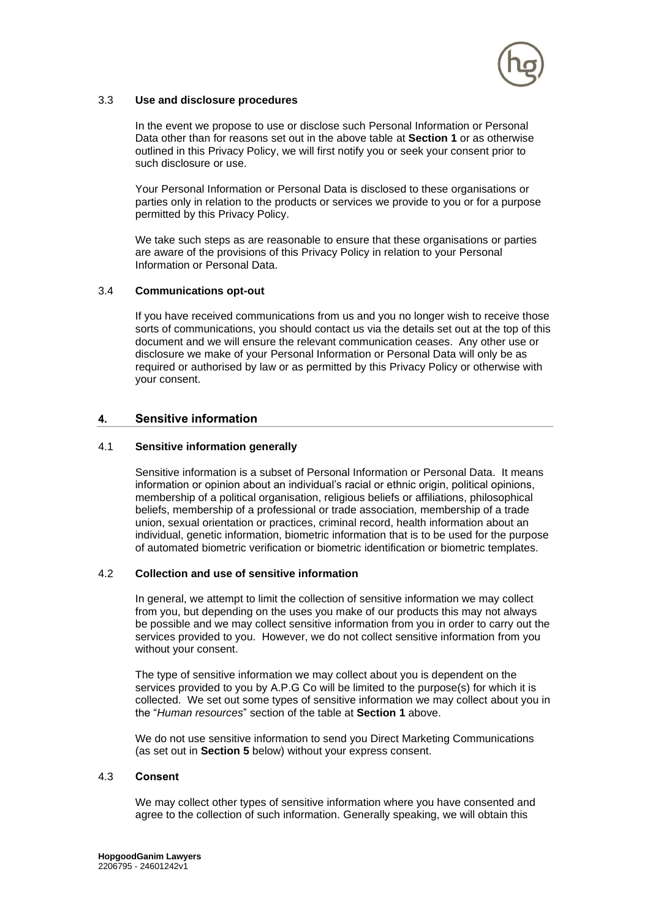### 3.3 **Use and disclosure procedures**

In the event we propose to use or disclose such Personal Information or Personal Data other than for reasons set out in the above table at **Section 1** or as otherwise outlined in this Privacy Policy, we will first notify you or seek your consent prior to such disclosure or use.

Your Personal Information or Personal Data is disclosed to these organisations or parties only in relation to the products or services we provide to you or for a purpose permitted by this Privacy Policy.

We take such steps as are reasonable to ensure that these organisations or parties are aware of the provisions of this Privacy Policy in relation to your Personal Information or Personal Data.

### 3.4 **Communications opt-out**

If you have received communications from us and you no longer wish to receive those sorts of communications, you should contact us via the details set out at the top of this document and we will ensure the relevant communication ceases. Any other use or disclosure we make of your Personal Information or Personal Data will only be as required or authorised by law or as permitted by this Privacy Policy or otherwise with your consent.

## 4. Sensitive information

### 4.1 **Sensitive information generally**

Sensitive information is a subset of Personal Information or Personal Data. It means information or opinion about an individual's racial or ethnic origin, political opinions, membership of a political organisation, religious beliefs or affiliations, philosophical beliefs, membership of a professional or trade association, membership of a trade union, sexual orientation or practices, criminal record, health information about an individual, genetic information, biometric information that is to be used for the purpose of automated biometric verification or biometric identification or biometric templates.

### 4.2 **Collection and use of sensitive information**

In general, we attempt to limit the collection of sensitive information we may collect from you, but depending on the uses you make of our products this may not always be possible and we may collect sensitive information from you in order to carry out the services provided to you. However, we do not collect sensitive information from you without your consent.

The type of sensitive information we may collect about you is dependent on the services provided to you by A.P.G Co will be limited to the purpose(s) for which it is collected. We set out some types of sensitive information we may collect about you in the "*Human resources*" section of the table at **Section 1** above.

We do not use sensitive information to send you Direct Marketing Communications (as set out in **Section 5** below) without your express consent.

### 4.3 **Consent**

We may collect other types of sensitive information where you have consented and agree to the collection of such information. Generally speaking, we will obtain this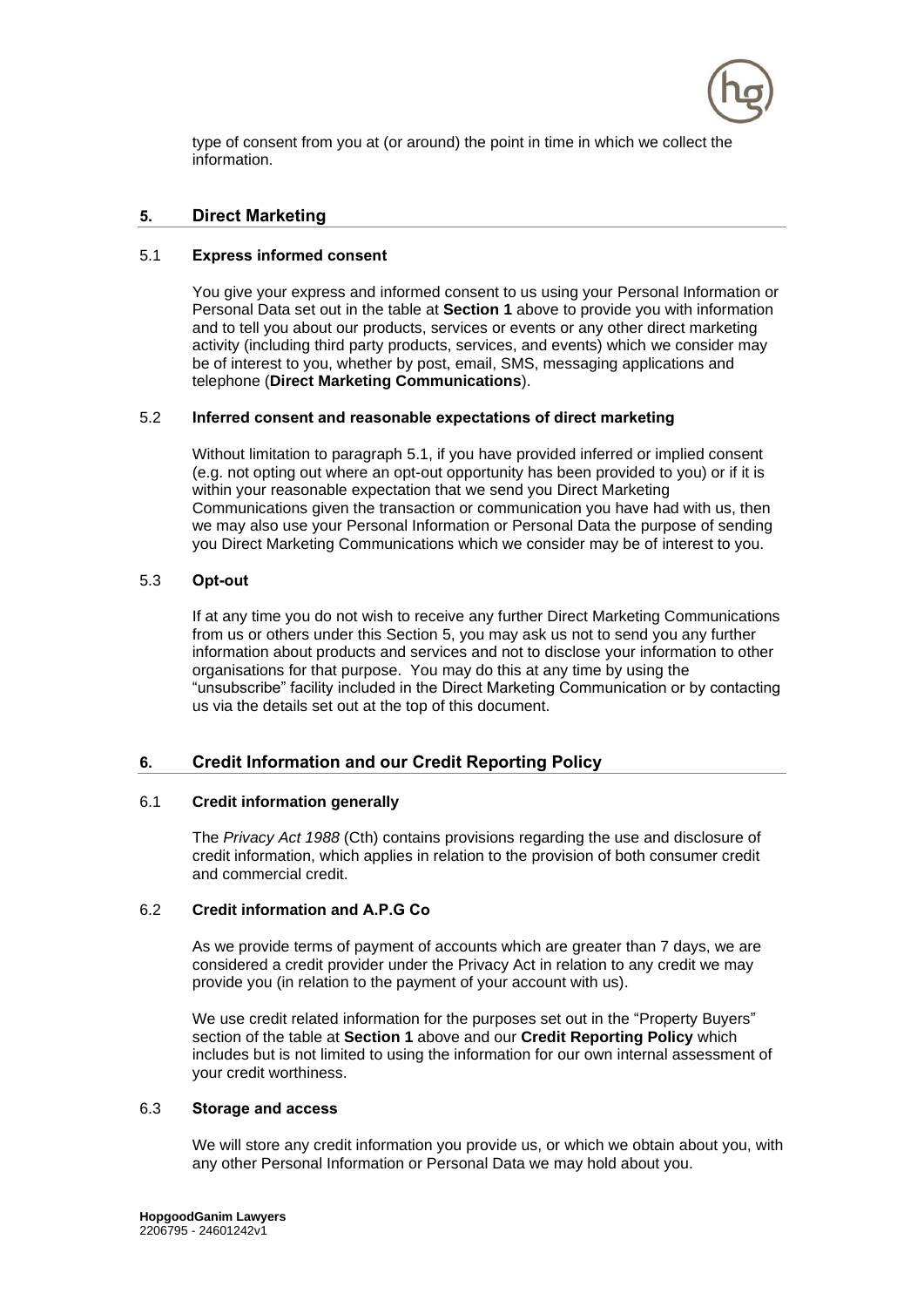type of consent from you at (or around) the point in time in which we collect the information.

## 5. Direct Marketing

### 5.1 Express informed consent

You give your express and informed consent to us using your Personal Information or Personal Data set out in the table at **Section 1** above to provide you with information and to tell you about our products, services or events or any other direct marketing activity (including third party products, services, and events) which we consider may be of interest to you, whether by post, email, SMS, messaging applications and telephone (**Direct Marketing Communications**).

### 5.2 Inferred consent and reasonable expectations of direct marketing

Without limitation to paragraph 5.1, if you have provided inferred or implied consent (e.g. not opting out where an opt-out opportunity has been provided to you) or if it is within your reasonable expectation that we send you Direct Marketing Communications given the transaction or communication you have had with us, then we may also use your Personal Information or Personal Data the purpose of sending you Direct Marketing Communications which we consider may be of interest to you.

### 5.3 Opt-out

If at any time you do not wish to receive any further Direct Marketing Communications from us or others under this Section 5, you may ask us not to send you any further information about products and services and not to disclose your information to other organisations for that purpose. You may do this at any time by using the "unsubscribe" facility included in the Direct Marketing Communication or by contacting us via the details set out at the top of this document.

## 6. Credit Information and our Credit Reporting Policy

### 6.1 Credit information generally

The *Privacy Act 1988* (Cth) contains provisions regarding the use and disclosure of credit information, which applies in relation to the provision of both consumer credit and commercial credit.

### 6.2 Credit information and A.P.G Co

As we provide terms of payment of accounts which are greater than 7 days, we are considered a credit provider under the Privacy Act in relation to any credit we may provide you (in relation to the payment of your account with us).

We use credit related information for the purposes set out in the "Property Buyers" section of the table at **Section 1** above and our **Credit Reporting Policy** which includes but is not limited to using the information for our own internal assessment of your credit worthiness.

### 6.3 Storage and access

We will store any credit information you provide us, or which we obtain about you, with any other Personal Information or Personal Data we may hold about you.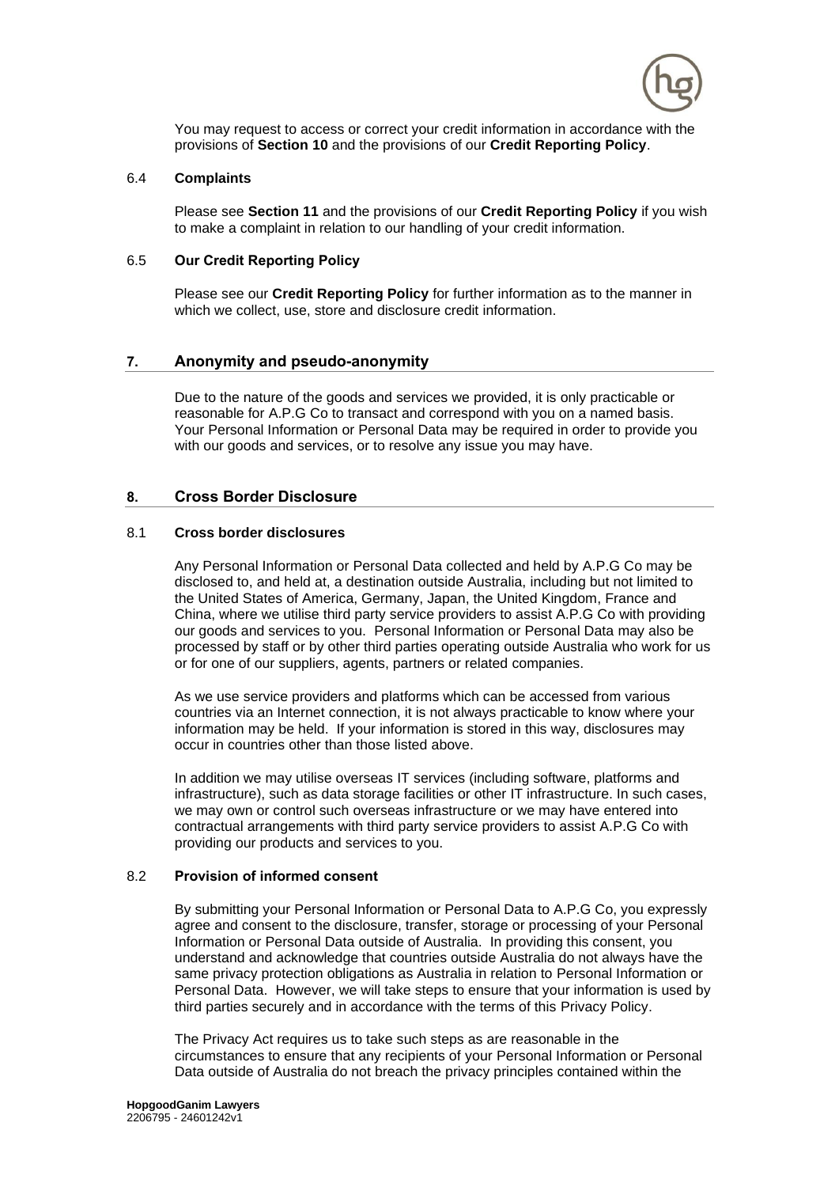You may request to access or correct your credit information in accordance with the provisions of **Section 10** and the provisions of our **Credit Reporting Policy**.

### 6.4 Complaints

Please see **Section 11** and the provisions of our **Credit Reporting Policy** if you wish to make a complaint in relation to our handling of your credit information.

### 6.5 Our Credit Reporting Policy

Please see our **Credit Reporting Policy** for further information as to the manner in which we collect, use, store and disclosure credit information.

## 7. Anonymity and pseudo-anonymity

Due to the nature of the goods and services we provided, it is only practicable or reasonable for A.P.G Co to transact and correspond with you on a named basis. Your Personal Information or Personal Data may be required in order to provide you with our goods and services, or to resolve any issue you may have.

## 8. Cross Border Disclosure

### 8.1 Cross border disclosures

Any Personal Information or Personal Data collected and held by A.P.G Co may be disclosed to, and held at, a destination outside Australia, including but not limited to the United States of America, Germany, Japan, the United Kingdom, France and China, where we utilise third party service providers to assist A.P.G Co with providing our goods and services to you. Personal Information or Personal Data may also be processed by staff or by other third parties operating outside Australia who work for us or for one of our suppliers, agents, partners or related companies.

As we use service providers and platforms which can be accessed from various countries via an Internet connection, it is not always practicable to know where your information may be held. If your information is stored in this way, disclosures may occur in countries other than those listed above.

In addition we may utilise overseas IT services (including software, platforms and infrastructure), such as data storage facilities or other IT infrastructure. In such cases, we may own or control such overseas infrastructure or we may have entered into contractual arrangements with third party service providers to assist A.P.G Co with providing our products and services to you.

### 8.2 Provision of informed consent

By submitting your Personal Information or Personal Data to A.P.G Co, you expressly agree and consent to the disclosure, transfer, storage or processing of your Personal Information or Personal Data outside of Australia. In providing this consent, you understand and acknowledge that countries outside Australia do not always have the same privacy protection obligations as Australia in relation to Personal Information or Personal Data. However, we will take steps to ensure that your information is used by third parties securely and in accordance with the terms of this Privacy Policy.

The Privacy Act requires us to take such steps as are reasonable in the circumstances to ensure that any recipients of your Personal Information or Personal Data outside of Australia do not breach the privacy principles contained within the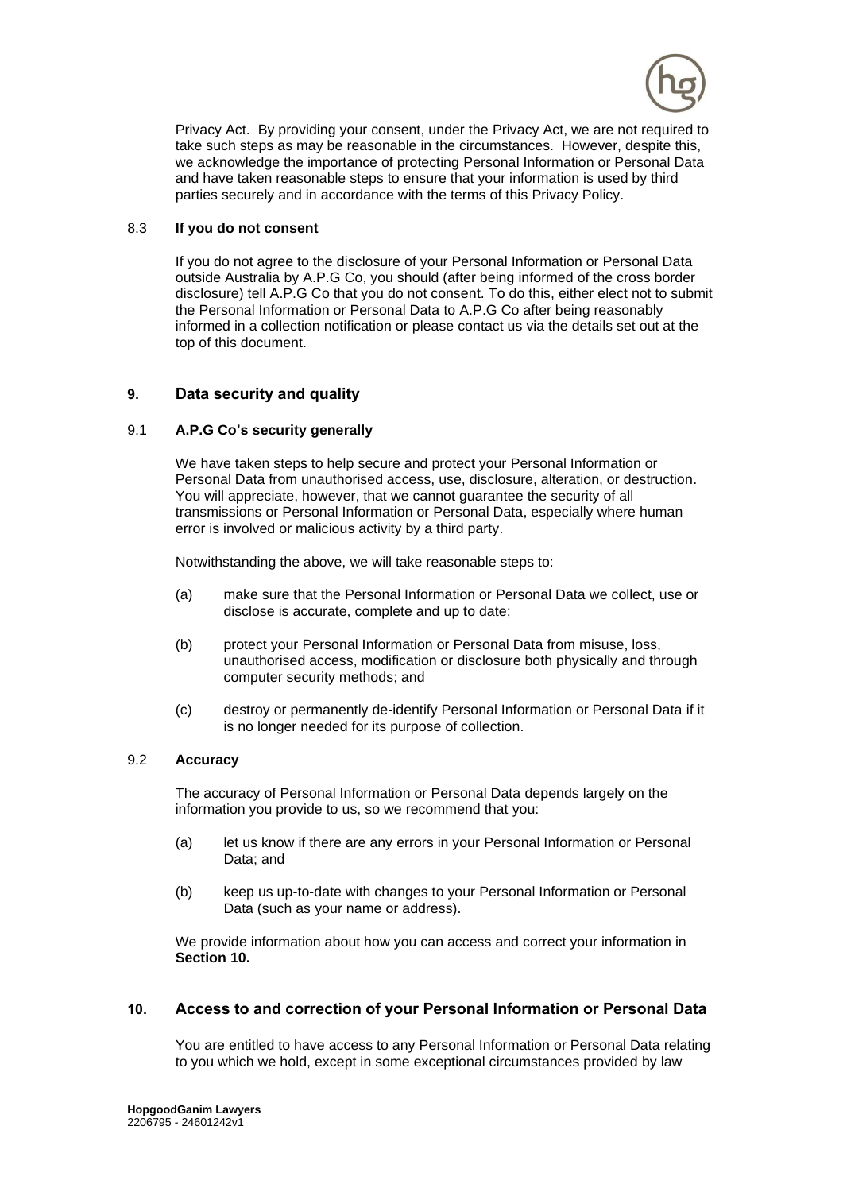Privacy Act. By providing your consent, under the Privacy Act, we are not required to take such steps as may be reasonable in the circumstances. However, despite this, we acknowledge the importance of protecting Personal Information or Personal Data and have taken reasonable steps to ensure that your information is used by third parties securely and in accordance with the terms of this Privacy Policy.

8.3 **If you do not consent**

If you do not agree to the disclosure of your Personal Information or Personal Data outside Australia by A.P.G Co, you should (after being informed of the cross border disclosure) tell A.P.G Co that you do not consent. To do this, either elect not to submit the Personal Information or Personal Data to A.P.G Co after being reasonably informed in a collection notification or please contact us via the details set out at the top of this document.

## 9. Data security and quality

9.1 **A.P.G Co's security generally**

We have taken steps to help secure and protect your Personal Information or Personal Data from unauthorised access, use, disclosure, alteration, or destruction. You will appreciate, however, that we cannot guarantee the security of all transmissions or Personal Information or Personal Data, especially where human error is involved or malicious activity by a third party.

Notwithstanding the above, we will take reasonable steps to:

(a) make sure that the Personal Information or Personal Data we collect, use or disclose is accurate, complete and up to date;

(b) protect your Personal Information or Personal Data from misuse, loss, unauthorised access, modification or disclosure both physically and through computer security methods; and

(c) destroy or permanently de-identify Personal Information or Personal Data if it is no longer needed for its purpose of collection.

9.2 **Accuracy**

The accuracy of Personal Information or Personal Data depends largely on the information you provide to us, so we recommend that you:

(a) let us know if there are any errors in your Personal Information or Personal Data; and

(b) keep us up-to-date with changes to your Personal Information or Personal Data (such as your name or address).

We provide information about how you can access and correct your information in **Section 10.**

## 10. Access to and correction of your Personal Information or Personal Data

You are entitled to have access to any Personal Information or Personal Data relating to you which we hold, except in some exceptional circumstances provided by law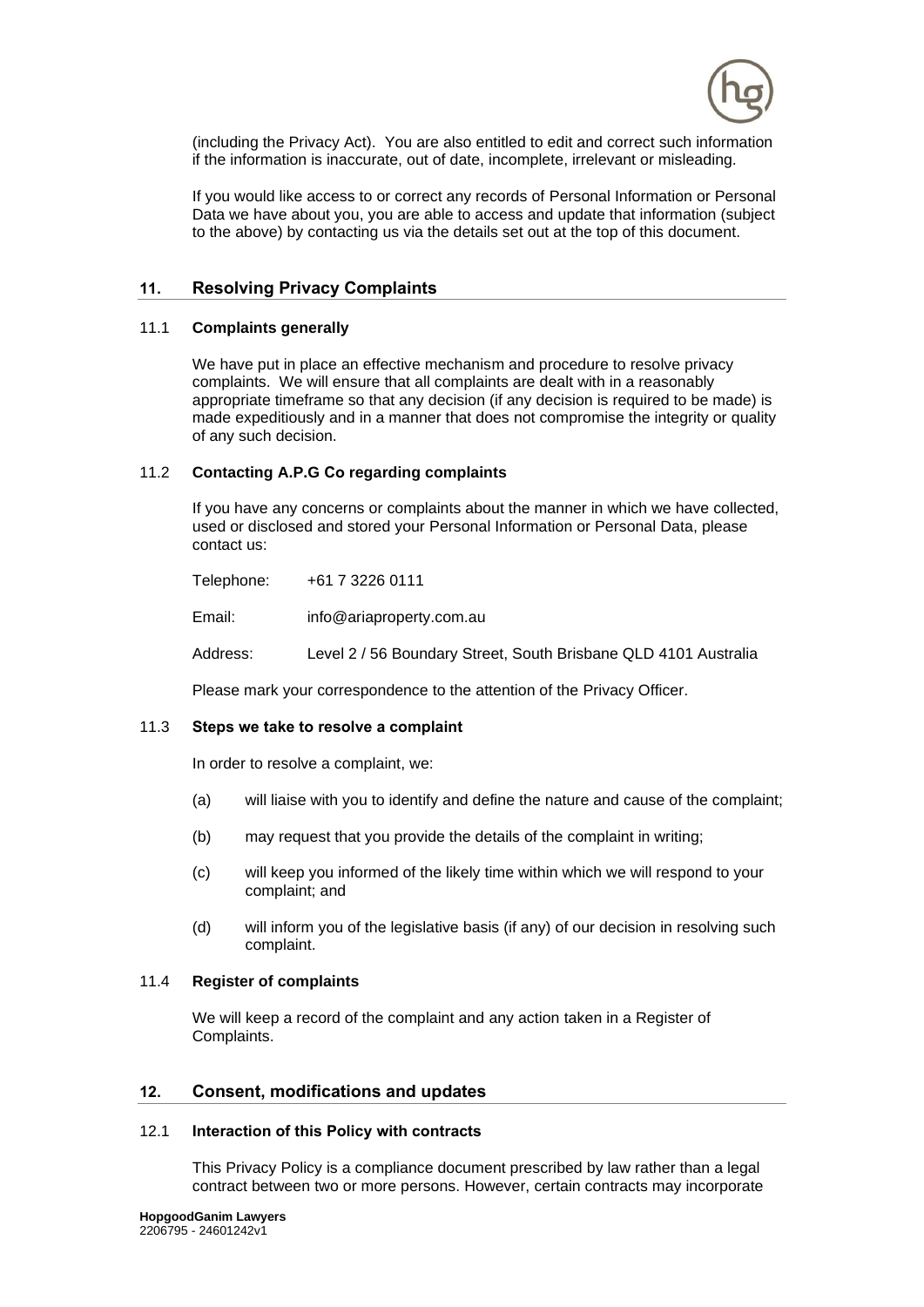(including the Privacy Act). You are also entitled to edit and correct such information if the information is inaccurate, out of date, incomplete, irrelevant or misleading.

If you would like access to or correct any records of Personal Information or Personal Data we have about you, you are able to access and update that information (subject to the above) by contacting us via the details set out at the top of this document.

## 11. Resolving Privacy Complaints

### 11.1 Complaints generally

We have put in place an effective mechanism and procedure to resolve privacy complaints. We will ensure that all complaints are dealt with in a reasonably appropriate timeframe so that any decision (if any decision is required to be made) is made expeditiously and in a manner that does not compromise the integrity or quality of any such decision.

### 11.2 Contacting A.P.G Co regarding complaints

If you have any concerns or complaints about the manner in which we have collected, used or disclosed and stored your Personal Information or Personal Data, please contact us:

Telephone: +61 7 3226 0111

Email: info@ariaproperty.com.au

Address: Level 2 / 56 Boundary Street, South Brisbane QLD 4101 Australia

Please mark your correspondence to the attention of the Privacy Officer.

### 11.3 Steps we take to resolve a complaint

In order to resolve a complaint, we:

(a) will liaise with you to identify and define the nature and cause of the complaint;

(b) may request that you provide the details of the complaint in writing;

(c) will keep you informed of the likely time within which we will respond to your complaint; and

(d) will inform you of the legislative basis (if any) of our decision in resolving such complaint.

### 11.4 Register of complaints

We will keep a record of the complaint and any action taken in a Register of Complaints.

## 12. Consent, modifications and updates

### 12.1 Interaction of this Policy with contracts

This Privacy Policy is a compliance document prescribed by law rather than a legal contract between two or more persons. However, certain contracts may incorporate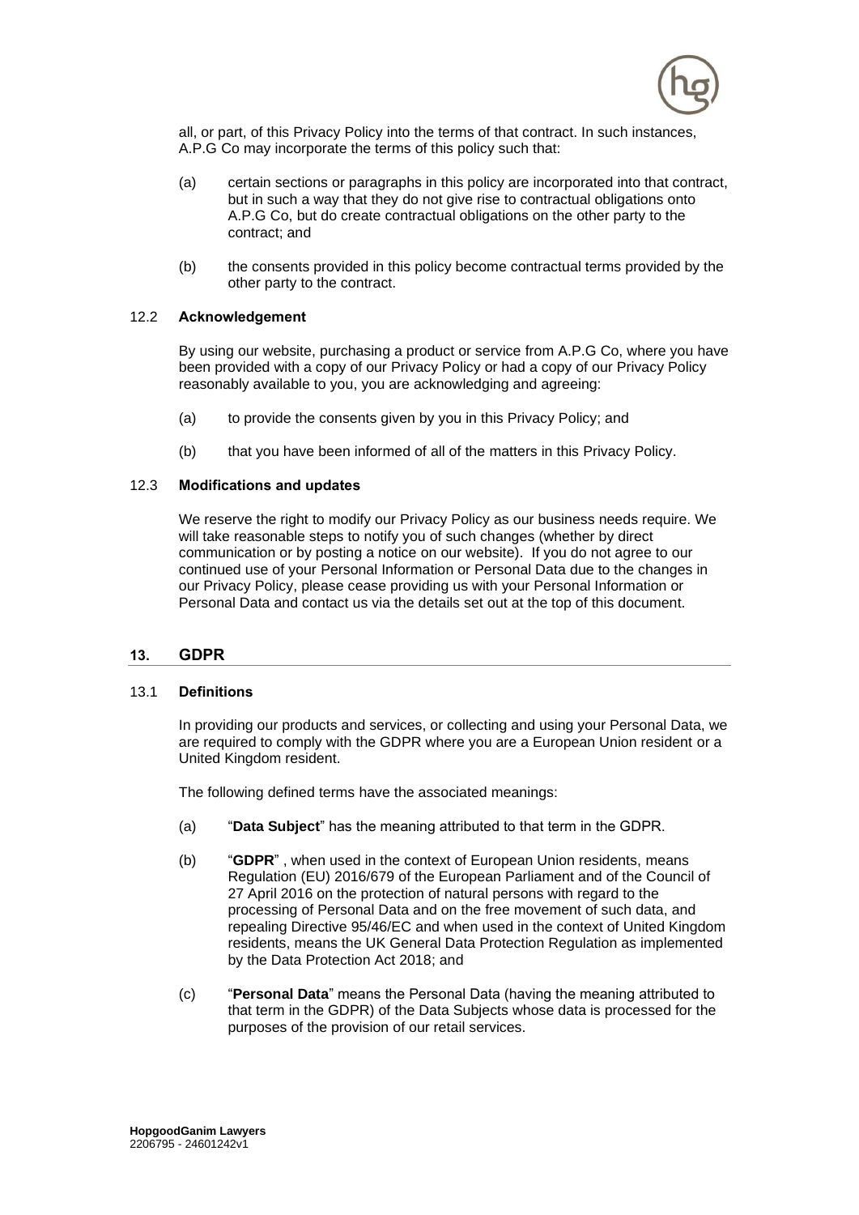all, or part, of this Privacy Policy into the terms of that contract. In such instances, A.P.G Co may incorporate the terms of this policy such that:

(a) certain sections or paragraphs in this policy are incorporated into that contract, but in such a way that they do not give rise to contractual obligations onto A.P.G Co, but do create contractual obligations on the other party to the contract; and

(b) the consents provided in this policy become contractual terms provided by the other party to the contract.

### 12.2 Acknowledgement

By using our website, purchasing a product or service from A.P.G Co, where you have been provided with a copy of our Privacy Policy or had a copy of our Privacy Policy reasonably available to you, you are acknowledging and agreeing:

(a) to provide the consents given by you in this Privacy Policy; and

(b) that you have been informed of all of the matters in this Privacy Policy.

### 12.3 Modifications and updates

We reserve the right to modify our Privacy Policy as our business needs require. We will take reasonable steps to notify you of such changes (whether by direct communication or by posting a notice on our website). If you do not agree to our continued use of your Personal Information or Personal Data due to the changes in our Privacy Policy, please cease providing us with your Personal Information or Personal Data and contact us via the details set out at the top of this document.

## 13. GDPR

### 13.1 Definitions

In providing our products and services, or collecting and using your Personal Data, we are required to comply with the GDPR where you are a European Union resident or a United Kingdom resident.

The following defined terms have the associated meanings:

(a) "**Data Subject**" has the meaning attributed to that term in the GDPR.

(b) "**GDPR**" , when used in the context of European Union residents, means Regulation (EU) 2016/679 of the European Parliament and of the Council of 27 April 2016 on the protection of natural persons with regard to the processing of Personal Data and on the free movement of such data, and repealing Directive 95/46/EC and when used in the context of United Kingdom residents, means the UK General Data Protection Regulation as implemented by the Data Protection Act 2018; and

(c) "**Personal Data**" means the Personal Data (having the meaning attributed to that term in the GDPR) of the Data Subjects whose data is processed for the purposes of the provision of our retail services.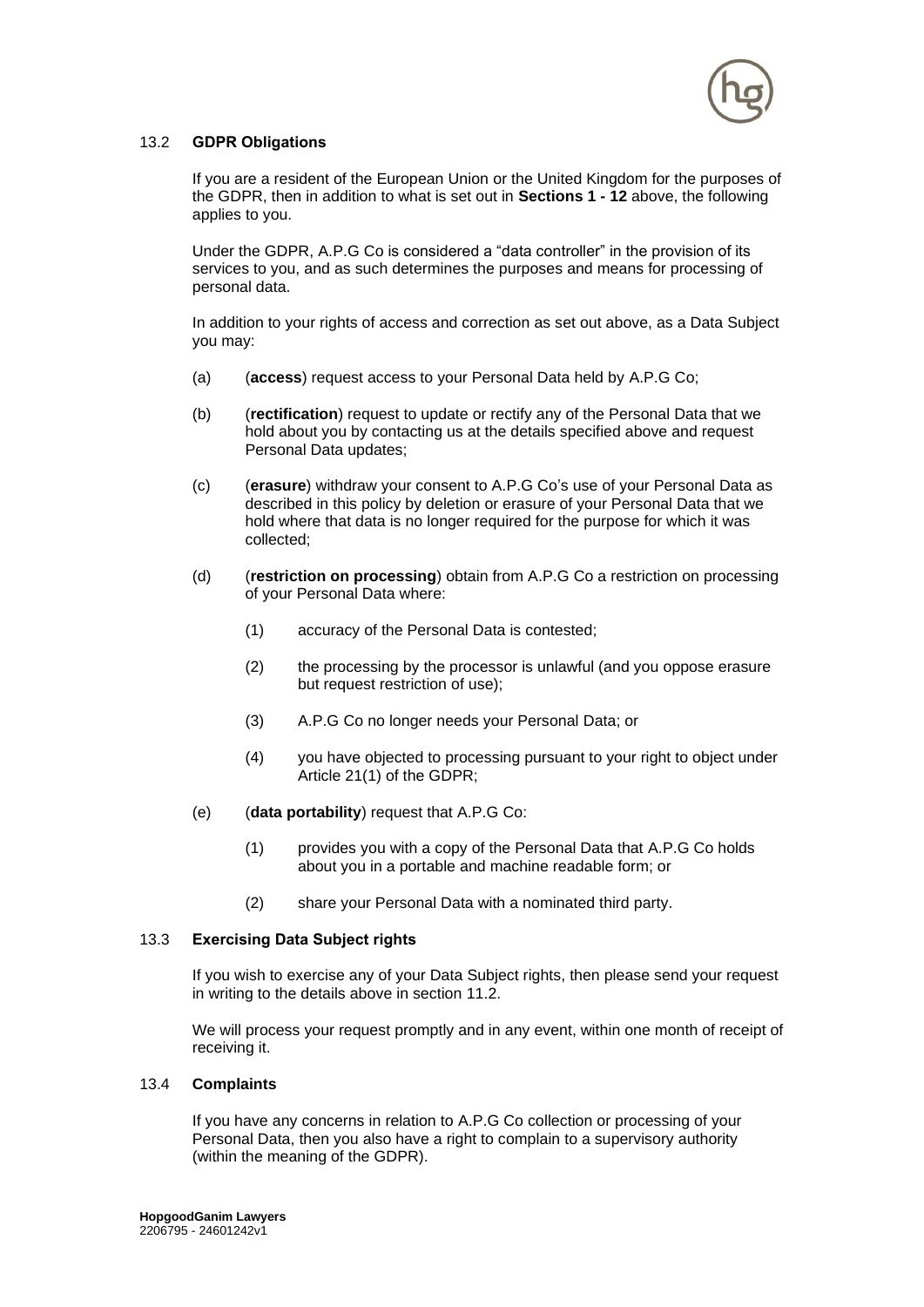### 13.2 **GDPR Obligations**

If you are a resident of the European Union or the United Kingdom for the purposes of the GDPR, then in addition to what is set out in **Sections 1 - 12** above, the following applies to you.

Under the GDPR, A.P.G Co is considered a "data controller" in the provision of its services to you, and as such determines the purposes and means for processing of personal data.

In addition to your rights of access and correction as set out above, as a Data Subject you may:

(a) (**access**) request access to your Personal Data held by A.P.G Co;

(b) (**rectification**) request to update or rectify any of the Personal Data that we hold about you by contacting us at the details specified above and request Personal Data updates;

(c) (**erasure**) withdraw your consent to A.P.G Co's use of your Personal Data as described in this policy by deletion or erasure of your Personal Data that we hold where that data is no longer required for the purpose for which it was collected;

(d) (**restriction on processing**) obtain from A.P.G Co a restriction on processing of your Personal Data where:

(1) accuracy of the Personal Data is contested;

(2) the processing by the processor is unlawful (and you oppose erasure but request restriction of use);

(3) A.P.G Co no longer needs your Personal Data; or

(4) you have objected to processing pursuant to your right to object under Article 21(1) of the GDPR;

(e) (**data portability**) request that A.P.G Co:

(1) provides you with a copy of the Personal Data that A.P.G Co holds about you in a portable and machine readable form; or

(2) share your Personal Data with a nominated third party.

### 13.3 **Exercising Data Subject rights**

If you wish to exercise any of your Data Subject rights, then please send your request in writing to the details above in section 11.2.

We will process your request promptly and in any event, within one month of receipt of receiving it.

### 13.4 **Complaints**

If you have any concerns in relation to A.P.G Co collection or processing of your Personal Data, then you also have a right to complain to a supervisory authority (within the meaning of the GDPR).